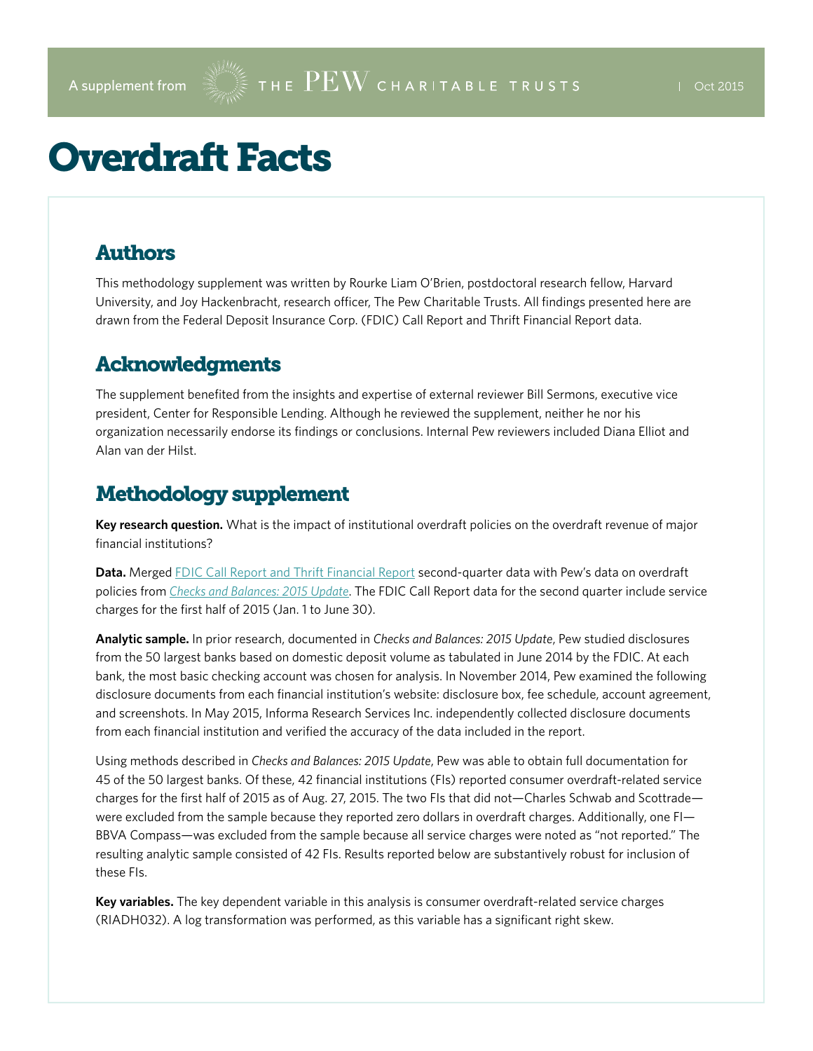A supplement from THE PEW CHARITABLE TRUSTS | Oct 2015

# Overdraft Facts

## Authors

This methodology supplement was written by Rourke Liam O'Brien, postdoctoral research fellow, Harvard University, and Joy Hackenbracht, research officer, The Pew Charitable Trusts. All findings presented here are drawn from the Federal Deposit Insurance Corp. (FDIC) Call Report and Thrift Financial Report data.

## Acknowledgments

The supplement benefited from the insights and expertise of external reviewer Bill Sermons, executive vice president, Center for Responsible Lending. Although he reviewed the supplement, neither he nor his organization necessarily endorse its findings or conclusions. Internal Pew reviewers included Diana Elliot and Alan van der Hilst.

## Methodology supplement

**Key research question.** What is the impact of institutional overdraft policies on the overdraft revenue of major financial institutions?

**Data.** Merged FDIC Call Report and Thrift Financial Report second-quarter data with Pew's data on overdraft policies from *Checks and Balances: 2015 Update*. The FDIC Call Report data for the second quarter include service charges for the first half of 2015 (Jan. 1 to June 30).

**Analytic sample.** In prior research, documented in *Checks and Balances: 2015 Update*, Pew studied disclosures from the 50 largest banks based on domestic deposit volume as tabulated in June 2014 by the FDIC. At each bank, the most basic checking account was chosen for analysis. In November 2014, Pew examined the following disclosure documents from each financial institution's website: disclosure box, fee schedule, account agreement, and screenshots. In May 2015, Informa Research Services Inc. independently collected disclosure documents from each financial institution and verified the accuracy of the data included in the report.

Using methods described in *Checks and Balances: 2015 Update*, Pew was able to obtain full documentation for 45 of the 50 largest banks. Of these, 42 financial institutions (FIs) reported consumer overdraft-related service charges for the first half of 2015 as of Aug. 27, 2015. The two FIs that did not—Charles Schwab and Scottrade—were excluded from the sample because they reported zero dollars in overdraft charges. Additionally, one FI—BBVA Compass—was excluded from the sample because all service charges were noted as "not reported." The resulting analytic sample consisted of 42 FIs. Results reported below are substantively robust for inclusion of these FIs.

**Key variables.** The key dependent variable in this analysis is consumer overdraft-related service charges (RIADH032). A log transformation was performed, as this variable has a significant right skew.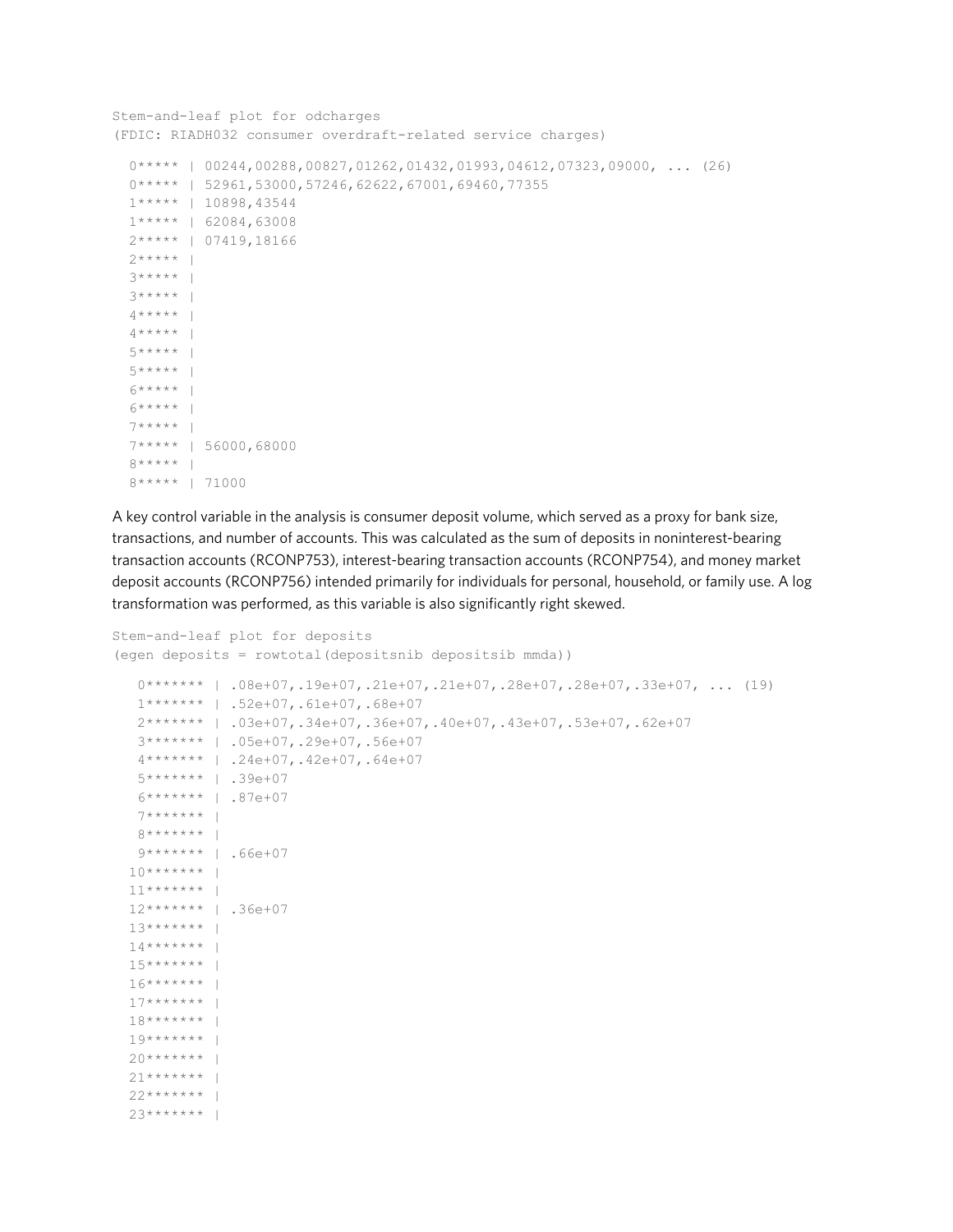```
Stem-and-leaf plot for odcharges
(FDIC: RIADH032 consumer overdraft-related service charges)

  0***** | 00244,00288,00827,01262,01432,01993,04612,07323,09000, ... (26)
  0***** | 52961,53000,57246,62622,67001,69460,77355
  1***** | 10898,43544
  1***** | 62084,63008
  2***** | 07419,18166
  2***** |
  3***** |
  3***** |
  4***** |
  4***** |
  5***** |
  5***** |
  6***** |
  6***** |
  7***** |
  7***** | 56000,68000
  8***** |
  8***** | 71000
```

A key control variable in the analysis is consumer deposit volume, which served as a proxy for bank size, transactions, and number of accounts. This was calculated as the sum of deposits in noninterest-bearing transaction accounts (RCONP753), interest-bearing transaction accounts (RCONP754), and money market deposit accounts (RCONP756) intended primarily for individuals for personal, household, or family use. A log transformation was performed, as this variable is also significantly right skewed.

```
Stem-and-leaf plot for deposits
(egen deposits = rowtotal(depositsnib depositsib mmda))

   0******* | .08e+07,.19e+07,.21e+07,.21e+07,.28e+07,.28e+07,.33e+07, ... (19)
   1******* | .52e+07,.61e+07,.68e+07
   2******* | .03e+07,.34e+07,.36e+07,.40e+07,.43e+07,.53e+07,.62e+07
   3******* | .05e+07,.29e+07,.56e+07
   4******* | .24e+07,.42e+07,.64e+07
   5******* | .39e+07
   6******* | .87e+07
   7******* |
   8******* |
   9******* | .66e+07
  10******* |
  11******* |
  12******* | .36e+07
  13******* |
  14******* |
  15******* |
  16******* |
  17******* |
  18******* |
  19******* |
  20******* |
  21******* |
  22******* |
  23******* |
```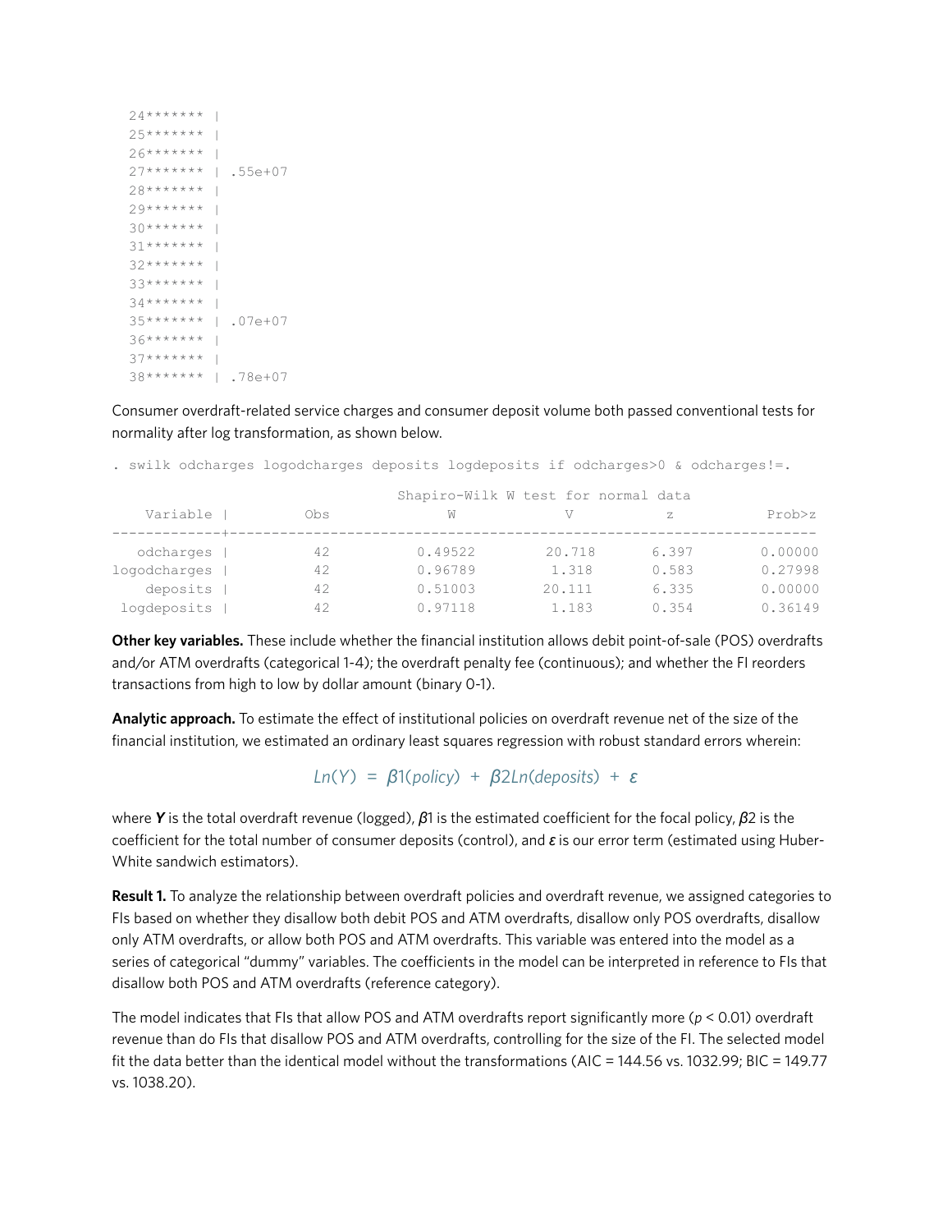```
24******* |
25******* |
26******* |
27******* | .55e+07
28******* |
29******* |
30******* |
31******* |
32******* |
33******* |
34******* |
35******* | .07e+07
36******* |
37******* |
38******* | .78e+07
```

Consumer overdraft-related service charges and consumer deposit volume both passed conventional tests for normality after log transformation, as shown below.

```
. swilk odcharges logodcharges deposits logdeposits if odcharges>0 & odcharges!=.

                    Shapiro-Wilk W test for normal data
    Variable |        Obs       W           V         z       Prob>z
-------------+------------------------------------------------------
   odcharges |         42    0.49522     20.718     6.397    0.00000
logodcharges |         42    0.96789      1.318     0.583    0.27998
    deposits |         42    0.51003     20.111     6.335    0.00000
 logdeposits |         42    0.97118      1.183     0.354    0.36149
```

**Other key variables.** These include whether the financial institution allows debit point-of-sale (POS) overdrafts and/or ATM overdrafts (categorical 1-4); the overdraft penalty fee (continuous); and whether the FI reorders transactions from high to low by dollar amount (binary 0-1).

**Analytic approach.** To estimate the effect of institutional policies on overdraft revenue net of the size of the financial institution, we estimated an ordinary least squares regression with robust standard errors wherein:

$$Ln(Y) = \beta 1(policy) + \beta 2 Ln(deposits) + \varepsilon$$

where ***Y*** is the total overdraft revenue (logged), ***β*** 1 is the estimated coefficient for the focal policy, ***β*** 2 is the coefficient for the total number of consumer deposits (control), and ***ε*** is our error term (estimated using Huber-White sandwich estimators).

**Result 1.** To analyze the relationship between overdraft policies and overdraft revenue, we assigned categories to FIs based on whether they disallow both debit POS and ATM overdrafts, disallow only POS overdrafts, disallow only ATM overdrafts, or allow both POS and ATM overdrafts. This variable was entered into the model as a series of categorical "dummy" variables. The coefficients in the model can be interpreted in reference to FIs that disallow both POS and ATM overdrafts (reference category).

The model indicates that FIs that allow POS and ATM overdrafts report significantly more ($p < 0.01$) overdraft revenue than do FIs that disallow POS and ATM overdrafts, controlling for the size of the FI. The selected model fit the data better than the identical model without the transformations (AIC = 144.56 vs. 1032.99; BIC = 149.77 vs. 1038.20).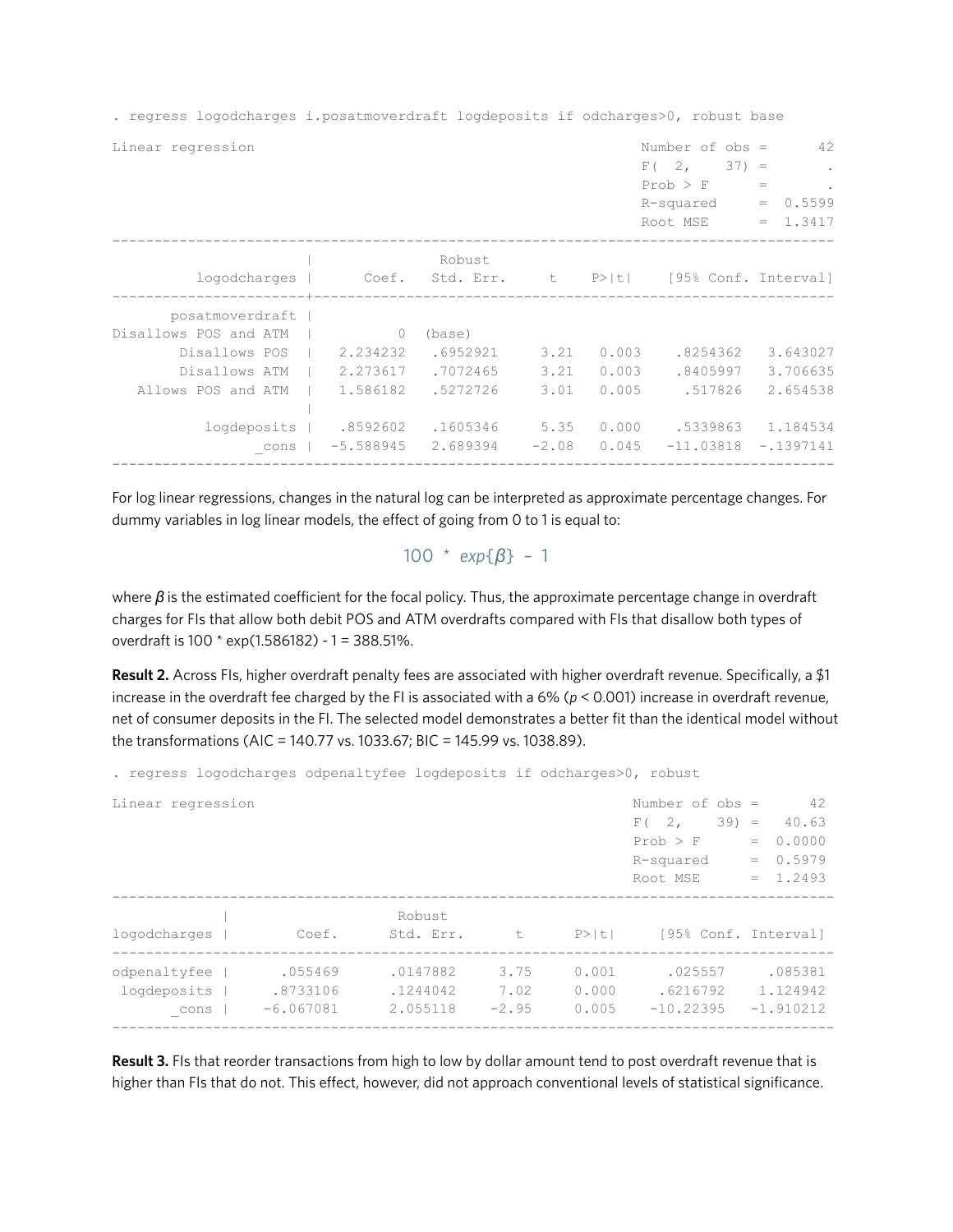```
. regress logodcharges i.posatmoverdraft logdeposits if odcharges>0, robust base

Linear regression                               Number of obs =         42
                                                F(  2,    37) =          .
                                                Prob > F      =          .
                                                R-squared     =     0.5599
                                                Root MSE      =     1.3417

------------------------------------------------------------------------------------
                     |               Robust
        logodcharges |      Coef.   Std. Err.      t    P>|t|     [95% Conf. Interval]
---------------------+--------------------------------------------------------------
     posatmoverdraft |
Disallows POS and ATM  |          0  (base)
       Disallows POS |   2.234232   .6952921     3.21   0.003     .8254362    3.643027
       Disallows ATM |   2.273617   .7072465     3.21   0.003     .8405997    3.706635
   Allows POS and ATM |   1.586182   .5272726     3.01   0.005      .517826    2.654538
                     |
         logdeposits |   .8592602   .1605346     5.35   0.000     .5339863    1.184534
               _cons |  -5.588945   2.689394    -2.08   0.045    -11.03818   -.1397141
------------------------------------------------------------------------------------
```

For log linear regressions, changes in the natural log can be interpreted as approximate percentage changes. For dummy variables in log linear models, the effect of going from 0 to 1 is equal to:

$$100 * exp\{\beta\} - 1$$

where $\beta$ is the estimated coefficient for the focal policy. Thus, the approximate percentage change in overdraft charges for FIs that allow both debit POS and ATM overdrafts compared with FIs that disallow both types of overdraft is 100 * exp(1.586182) - 1 = 388.51%.

**Result 2.** Across FIs, higher overdraft penalty fees are associated with higher overdraft revenue. Specifically, a $1 increase in the overdraft fee charged by the FI is associated with a 6% ($p < 0.001$) increase in overdraft revenue, net of consumer deposits in the FI. The selected model demonstrates a better fit than the identical model without the transformations (AIC = 140.77 vs. 1033.67; BIC = 145.99 vs. 1038.89).

```
. regress logodcharges odpenaltyfee logdeposits if odcharges>0, robust

Linear regression                               Number of obs =         42
                                                F(  2,    39) =      40.63
                                                Prob > F      =     0.0000
                                                R-squared     =     0.5979
                                                Root MSE      =     1.2493

------------------------------------------------------------------------------------
             |               Robust
logodcharges |      Coef.   Std. Err.      t    P>|t|     [95% Conf. Interval]
-------------+----------------------------------------------------------------------
odpenaltyfee |    .055469   .0147882     3.75   0.001      .025557     .085381
 logdeposits |   .8733106   .1244042     7.02   0.000     .6216792    1.124942
       _cons |  -6.067081   2.055118    -2.95   0.005    -10.22395   -1.910212
------------------------------------------------------------------------------------
```

**Result 3.** FIs that reorder transactions from high to low by dollar amount tend to post overdraft revenue that is higher than FIs that do not. This effect, however, did not approach conventional levels of statistical significance.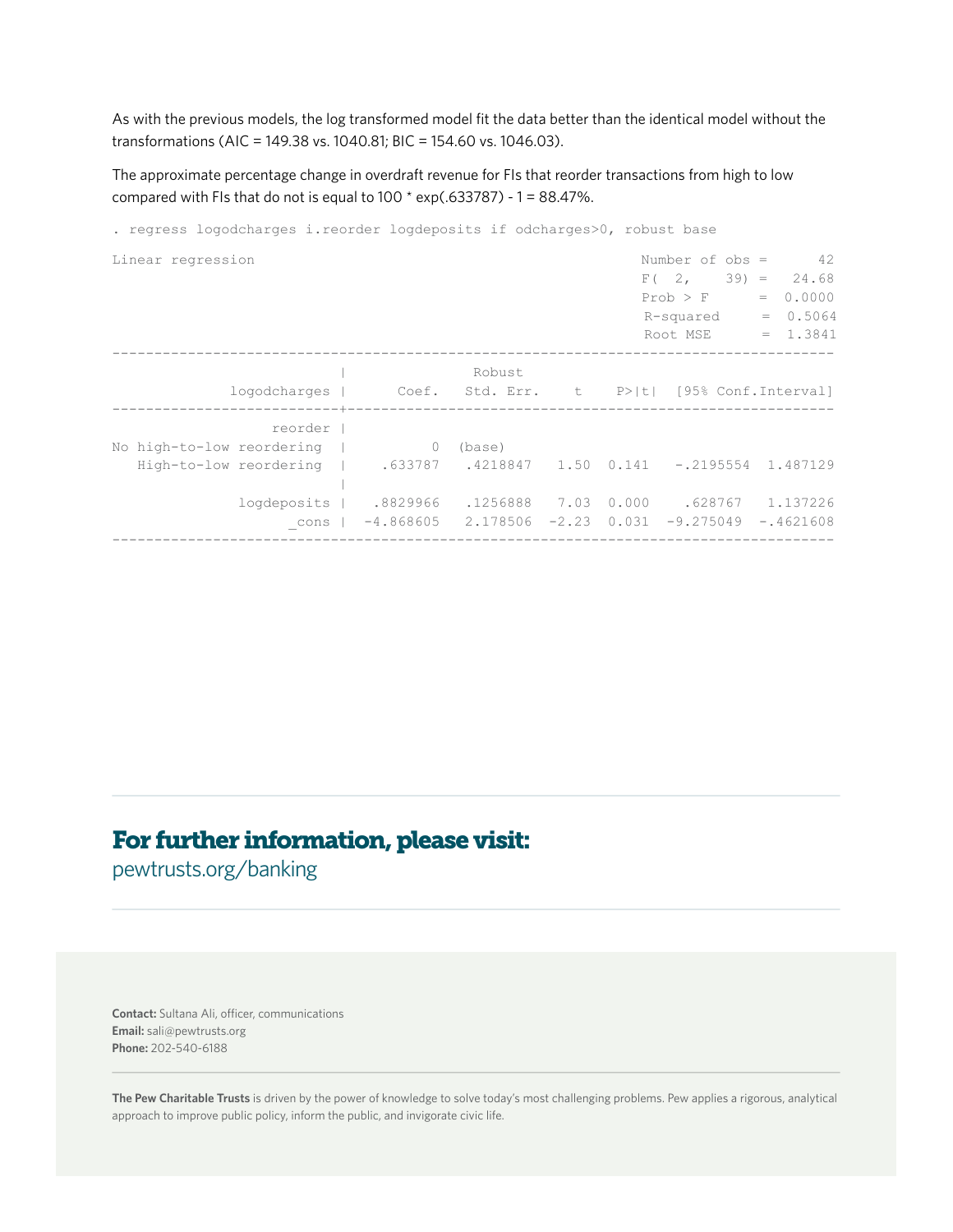As with the previous models, the log transformed model fit the data better than the identical model without the transformations (AIC = 149.38 vs. 1040.81; BIC = 154.60 vs. 1046.03).

The approximate percentage change in overdraft revenue for FIs that reorder transactions from high to low compared with FIs that do not is equal to 100 * exp(.633787) - 1 = 88.47%.

```
. regress logodcharges i.reorder logdeposits if odcharges>0, robust base

Linear regression                                      Number of obs =      42
                                                       F(  2,    39) =   24.68
                                                       Prob > F      =  0.0000
                                                       R-squared     =  0.5064
                                                       Root MSE      =  1.3841

------------------------------------------------------------------------------------
                           |               Robust
              logodcharges |      Coef.   Std. Err.    t    P>|t|  [95% Conf.Interval]
---------------------------+--------------------------------------------------------
                   reorder |
No high-to-low reordering  |          0  (base)
   High-to-low reordering  |    .633787   .4218847   1.50  0.141   -.2195554  1.487129
                           |
               logdeposits |   .8829966   .1256888   7.03  0.000    .628767   1.137226
                     _cons |  -4.868605   2.178506  -2.23  0.031  -9.275049  -.4621608
------------------------------------------------------------------------------------
```

## For further information, please visit:

pewtrusts.org/banking

**Contact:** Sultana Ali, officer, communications
**Email:** sali@pewtrusts.org
**Phone:** 202-540-6188

**The Pew Charitable Trusts** is driven by the power of knowledge to solve today's most challenging problems. Pew applies a rigorous, analytical approach to improve public policy, inform the public, and invigorate civic life.